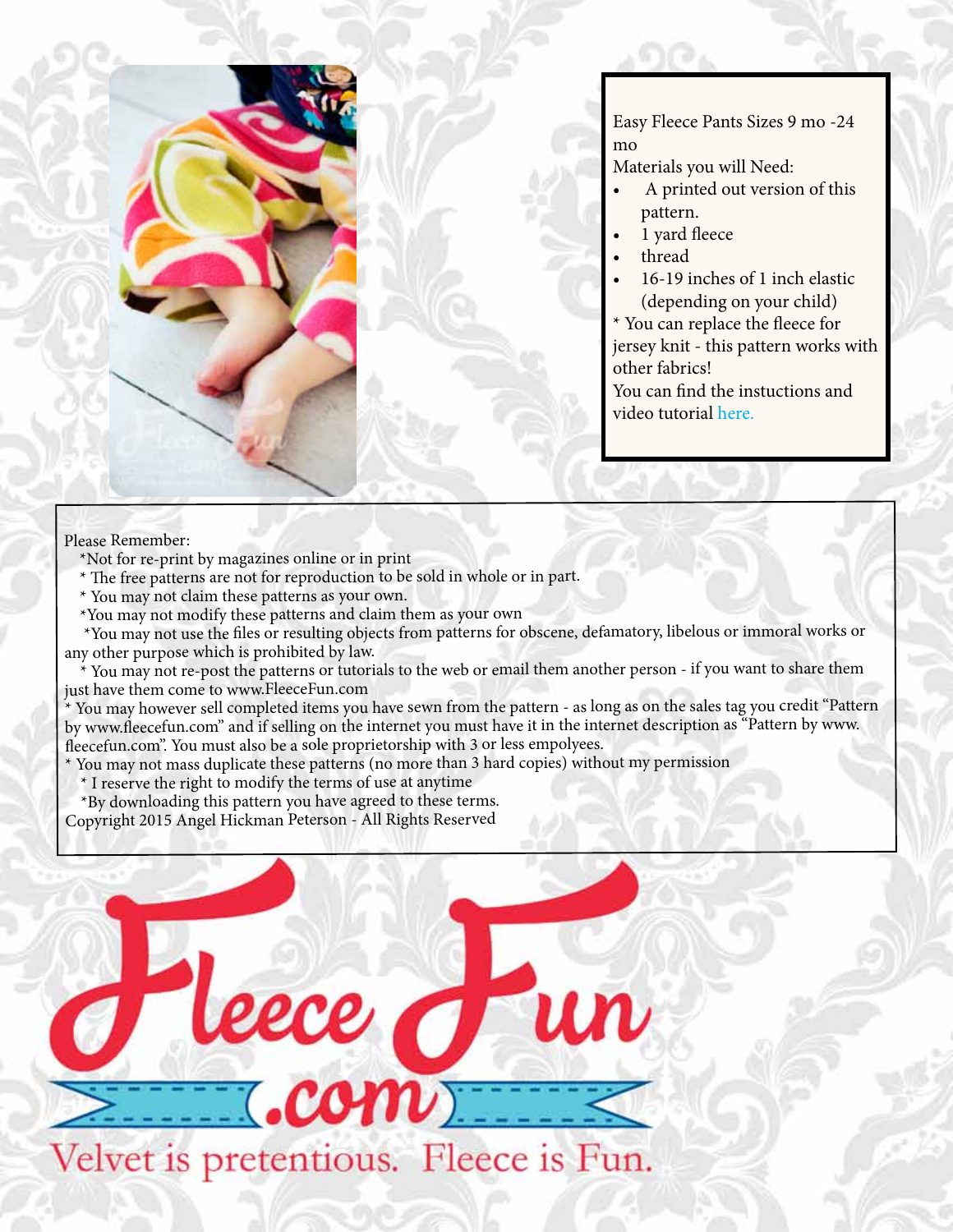Easy Fleece Pants Sizes 9 mo -24 mo

Materials you will Need:

- A printed out version of this pattern.
- 1 yard fleece
- thread
- 16-19 inches of 1 inch elastic (depending on your child)

* You can replace the fleece for jersey knit - this pattern works with other fabrics!

You can find the instuctions and video tutorial here.

Please Remember:

*Not for re-print by magazines online or in print

* The free patterns are not for reproduction to be sold in whole or in part.

* You may not claim these patterns as your own.

*You may not modify these patterns and claim them as your own

*You may not use the files or resulting objects from patterns for obscene, defamatory, libelous or immoral works or any other purpose which is prohibited by law.

* You may not re-post the patterns or tutorials to the web or email them another person - if you want to share them just have them come to www.FleeceFun.com

* You may however sell completed items you have sewn from the pattern - as long as on the sales tag you credit "Pattern by www.fleecefun.com" and if selling on the internet you must have it in the internet description as "Pattern by www.fleecefun.com". You must also be a sole proprietorship with 3 or less empolyees.

* You may not mass duplicate these patterns (no more than 3 hard copies) without my permission

* I reserve the right to modify the terms of use at anytime

*By downloading this pattern you have agreed to these terms.

Copyright 2015 Angel Hickman Peterson - All Rights Reserved

Fleece Fun .com

Velvet is pretentious. Fleece is Fun.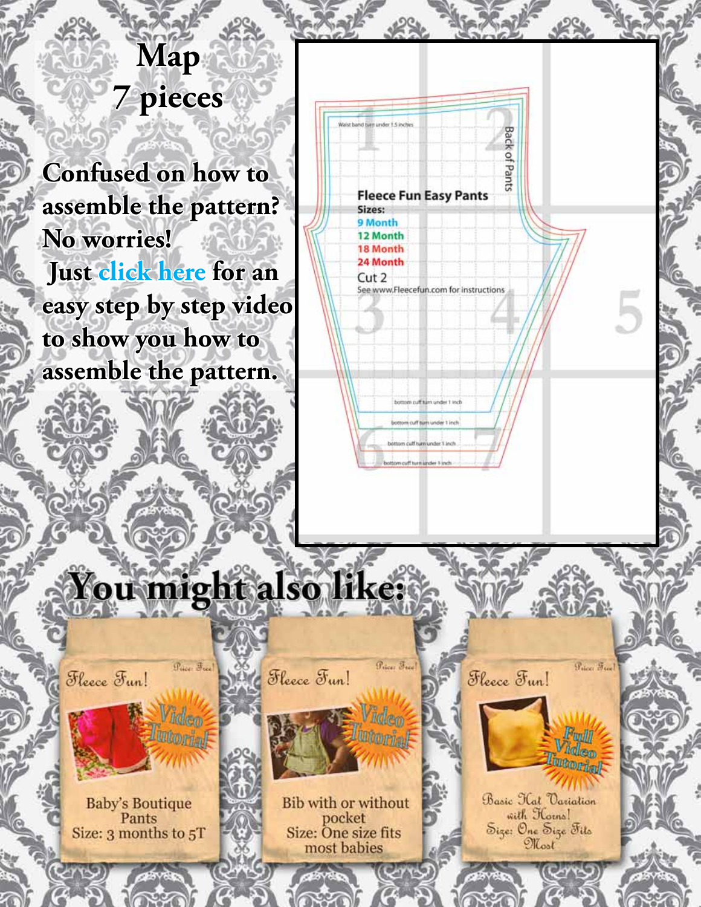# Map
# 7 pieces

**Confused on how to assemble the pattern? No worries!**
**Just click here for an easy step by step video to show you how to assemble the pattern.**

Waist band turn under 1.5 inches

Back of Pants

**Fleece Fun Easy Pants**

**Sizes:**
**9 Month**
**12 Month**
**18 Month**
**24 Month**

Cut 2

See www.Fleecefun.com for instructions

bottom cuff turn under 1 inch

bottom cuff turn under 1 inch

bottom cuff turn under 1 inch

bottom cuff turn under 1 inch

1 2 3 4 5 6 7

## You might also like:

Fleece Fun! Price: Free! Video Tutorial!
Baby's Boutique Pants
Size: 3 months to 5T

Fleece Fun! Price: Free! Video Tutorial!
Bib with or without pocket
Size: One size fits most babies

Fleece Fun! Price: Free! Full Video Tutorial!
Basic Hat Variation with Horns!
Size: One Size Fits Most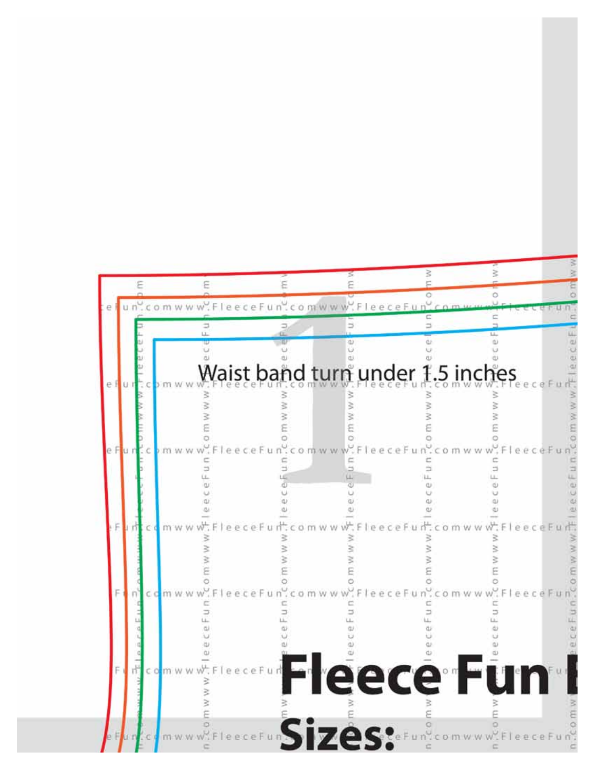Waist band turn under 1.5 inches

1

# Fleece Fun E

## Sizes: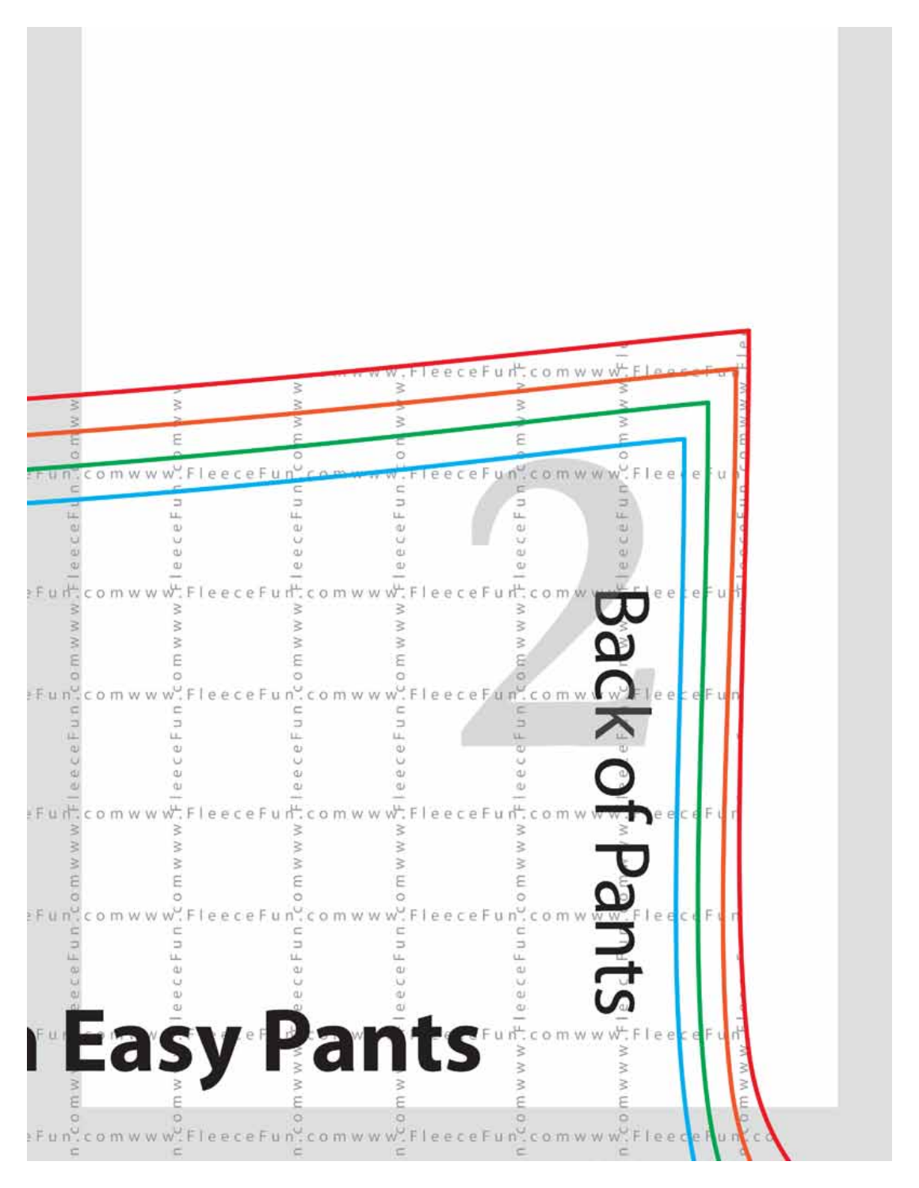2

Back of Pants

Easy Pants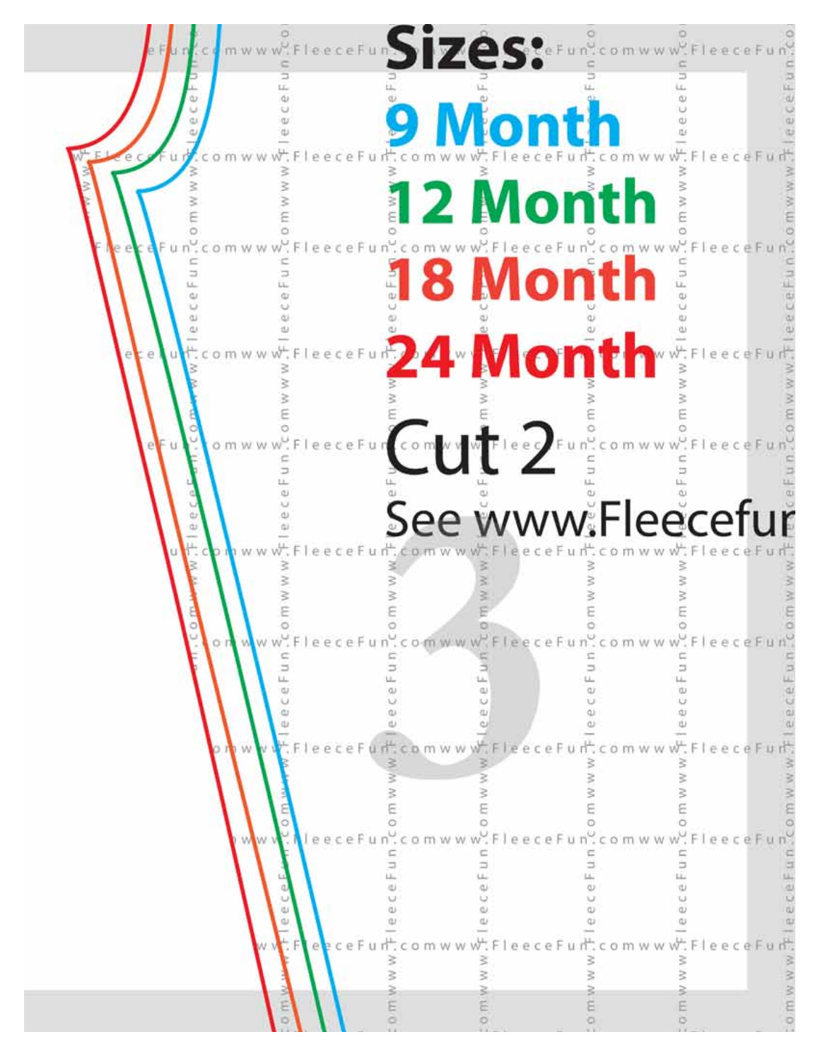# Sizes:

## 9 Month

## 12 Month

## 18 Month

## 24 Month

## Cut 2

See www.Fleecefur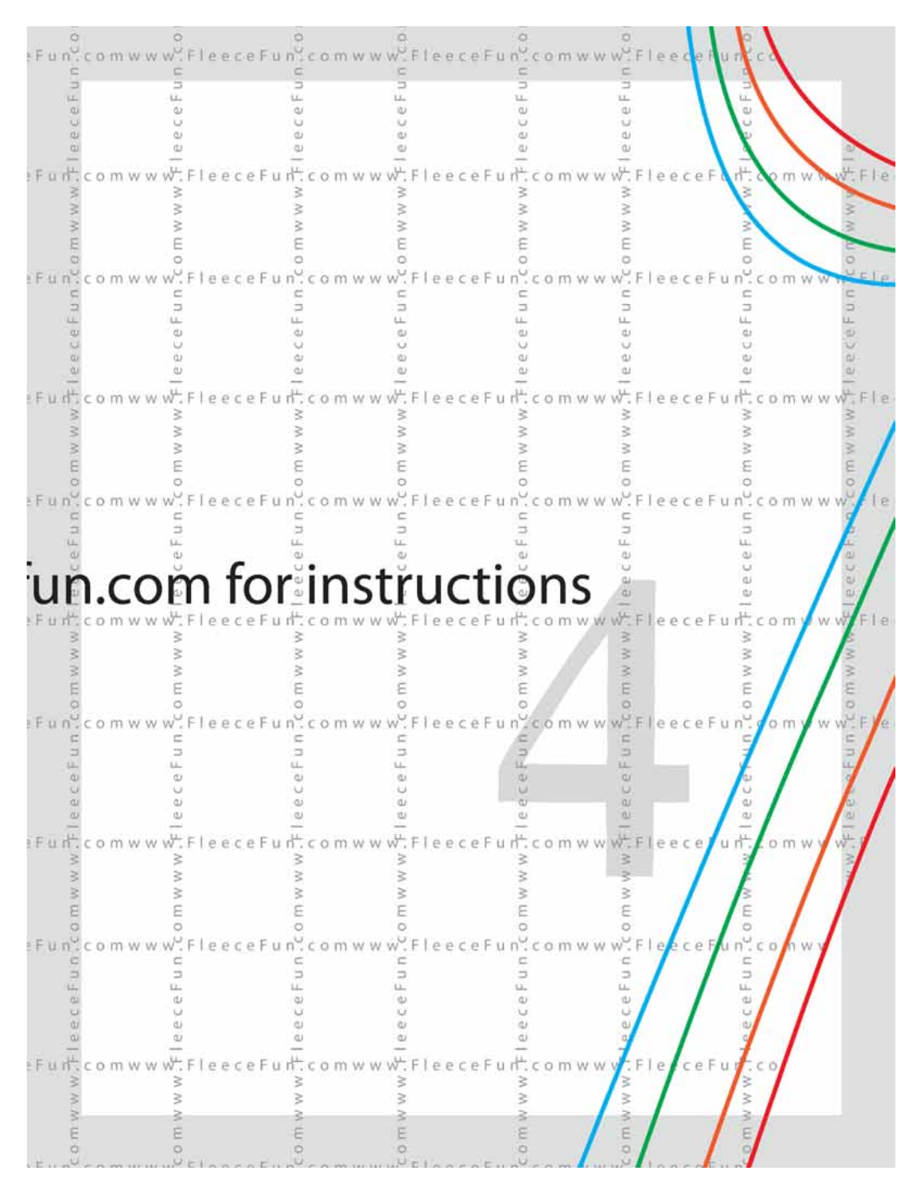fun.com for instructions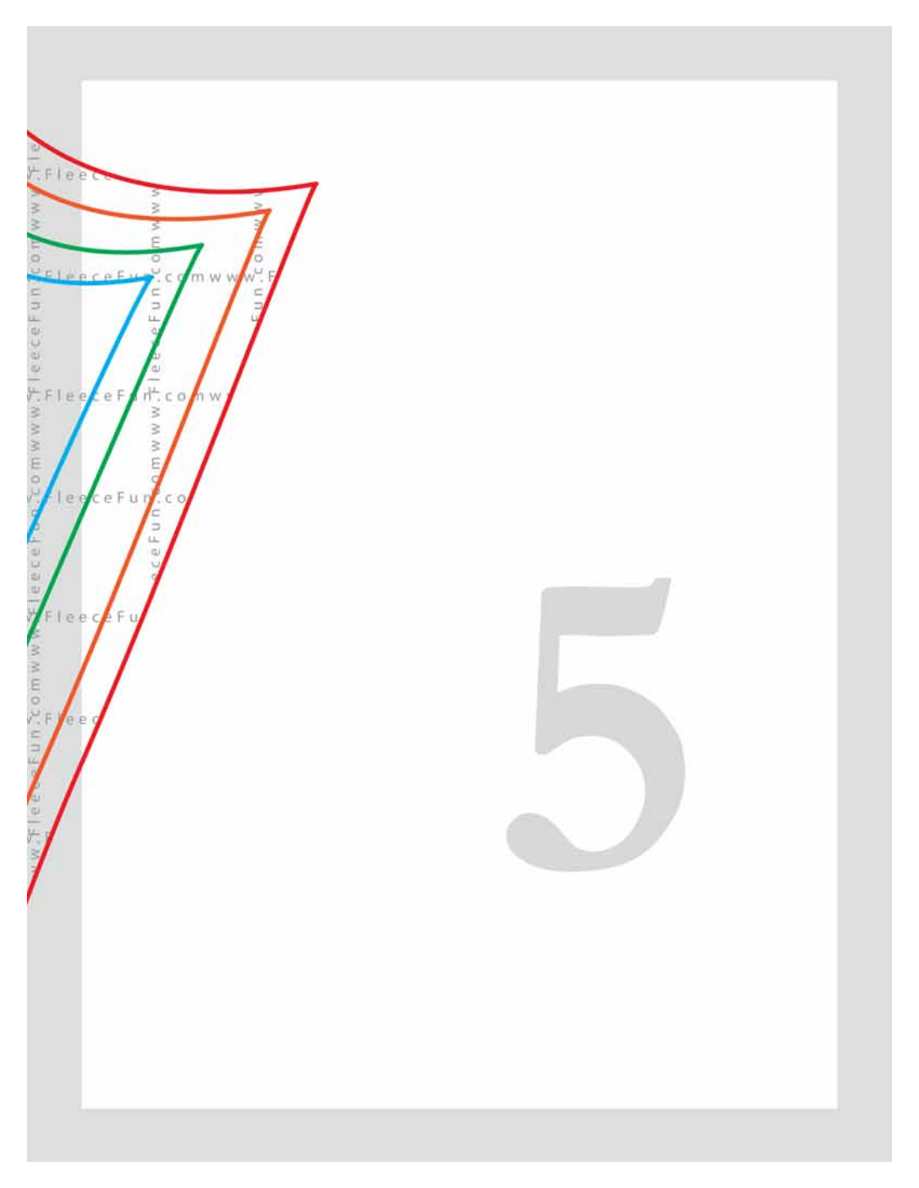5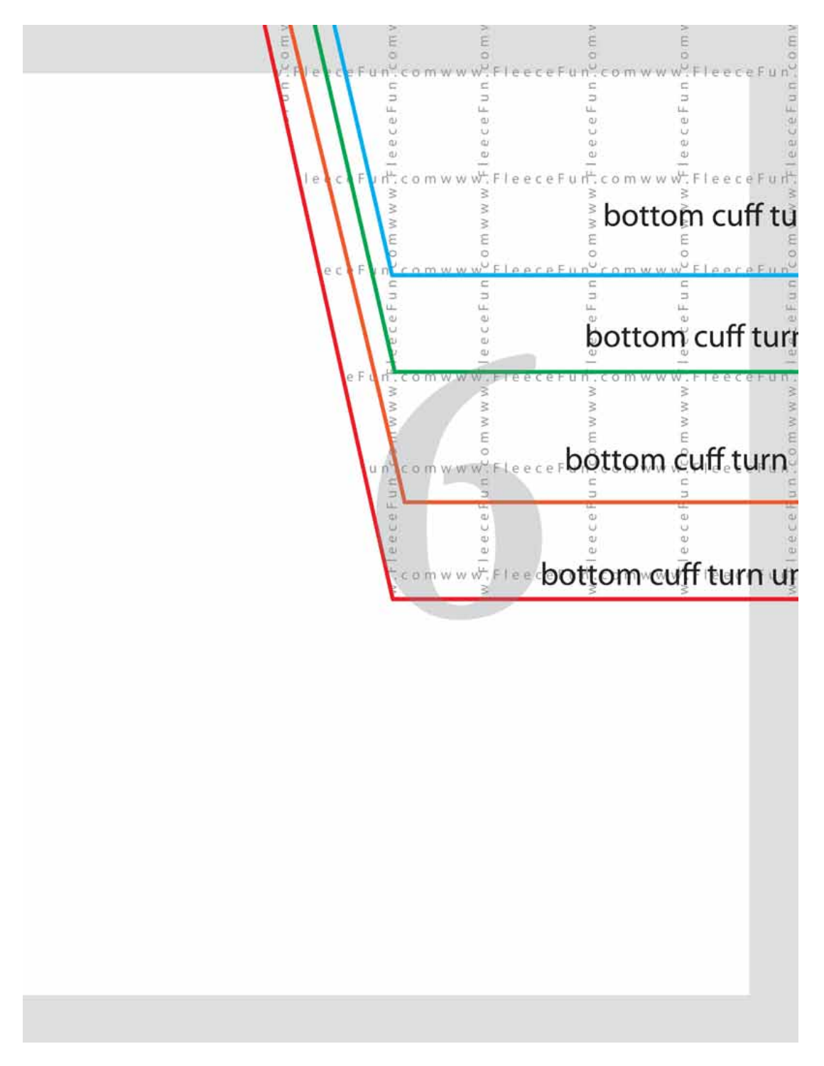bottom cuff tu

bottom cuff turn

bottom cuff turn

bottom cuff turn ur

6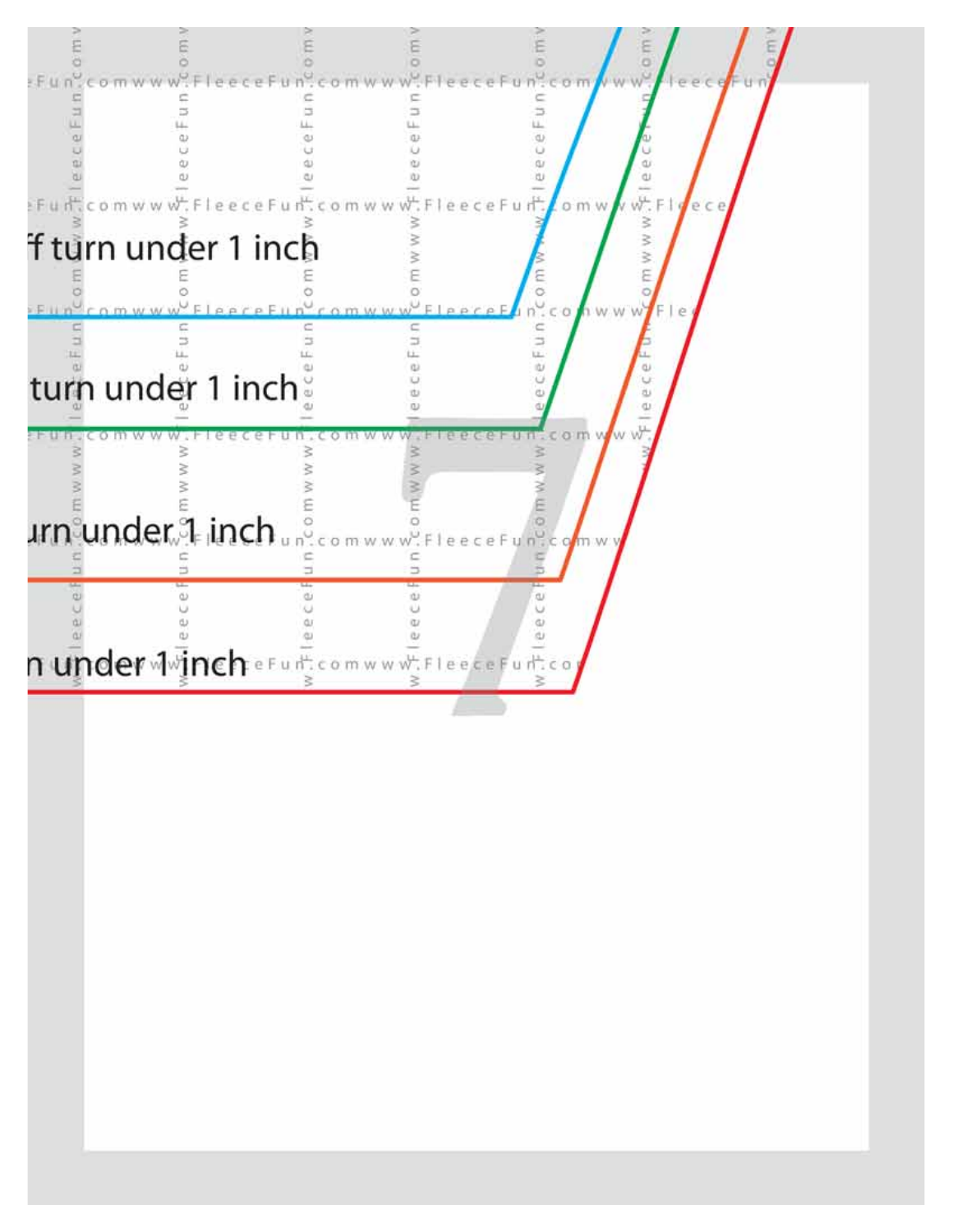f turn under 1 inch

turn under 1 inch

urn under 1 inch

n under 1 inch